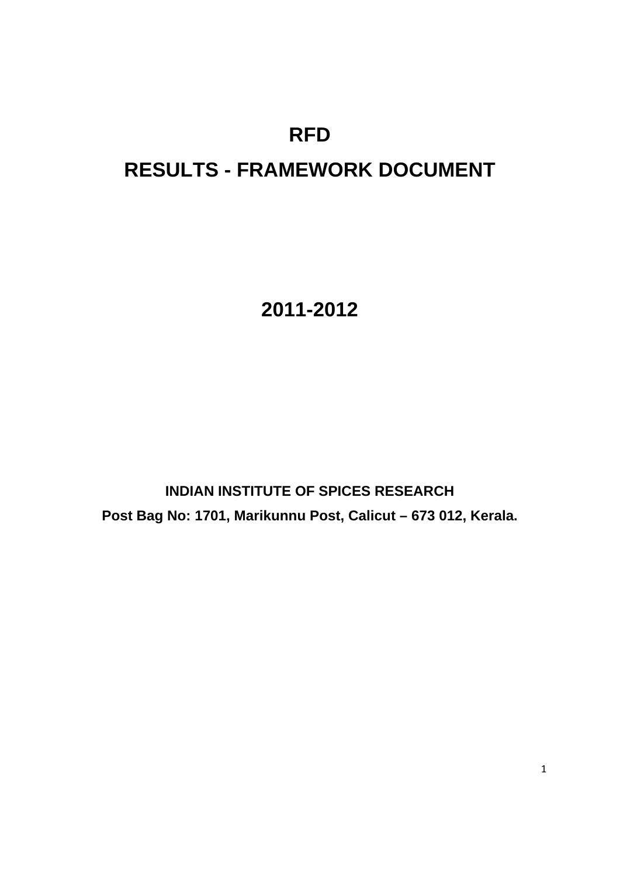# RFD

# RESULTS - FRAMEWORK DOCUMENT

## 2011-2012

**INDIAN INSTITUTE OF SPICES RESEARCH**

**Post Bag No: 1701, Marikunnu Post, Calicut – 673 012, Kerala.**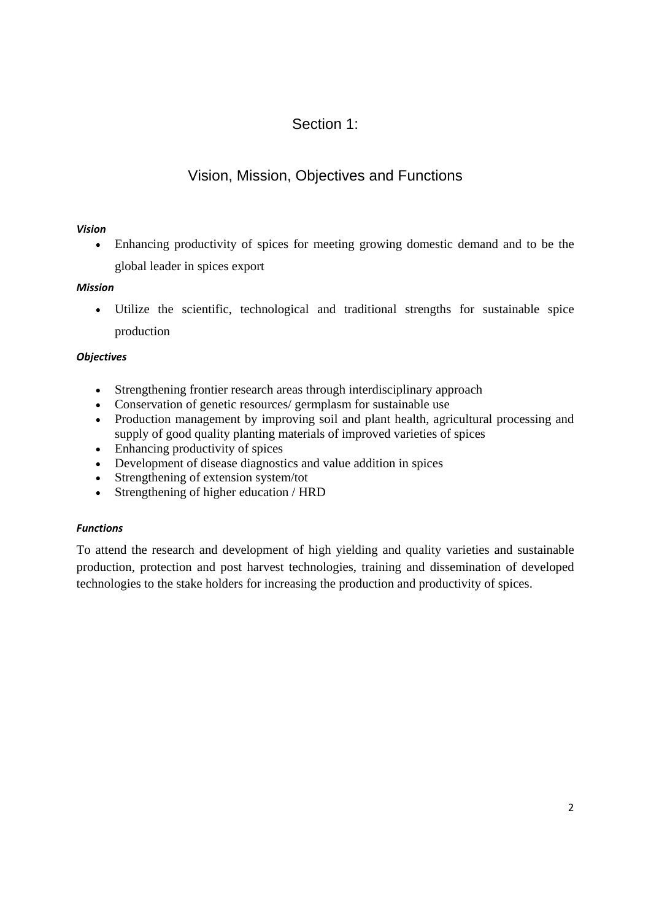# Section 1:

## Vision, Mission, Objectives and Functions

***Vision***

- Enhancing productivity of spices for meeting growing domestic demand and to be the global leader in spices export

***Mission***

- Utilize the scientific, technological and traditional strengths for sustainable spice production

***Objectives***

- Strengthening frontier research areas through interdisciplinary approach
- Conservation of genetic resources/ germplasm for sustainable use
- Production management by improving soil and plant health, agricultural processing and supply of good quality planting materials of improved varieties of spices
- Enhancing productivity of spices
- Development of disease diagnostics and value addition in spices
- Strengthening of extension system/tot
- Strengthening of higher education / HRD

***Functions***

To attend the research and development of high yielding and quality varieties and sustainable production, protection and post harvest technologies, training and dissemination of developed technologies to the stake holders for increasing the production and productivity of spices.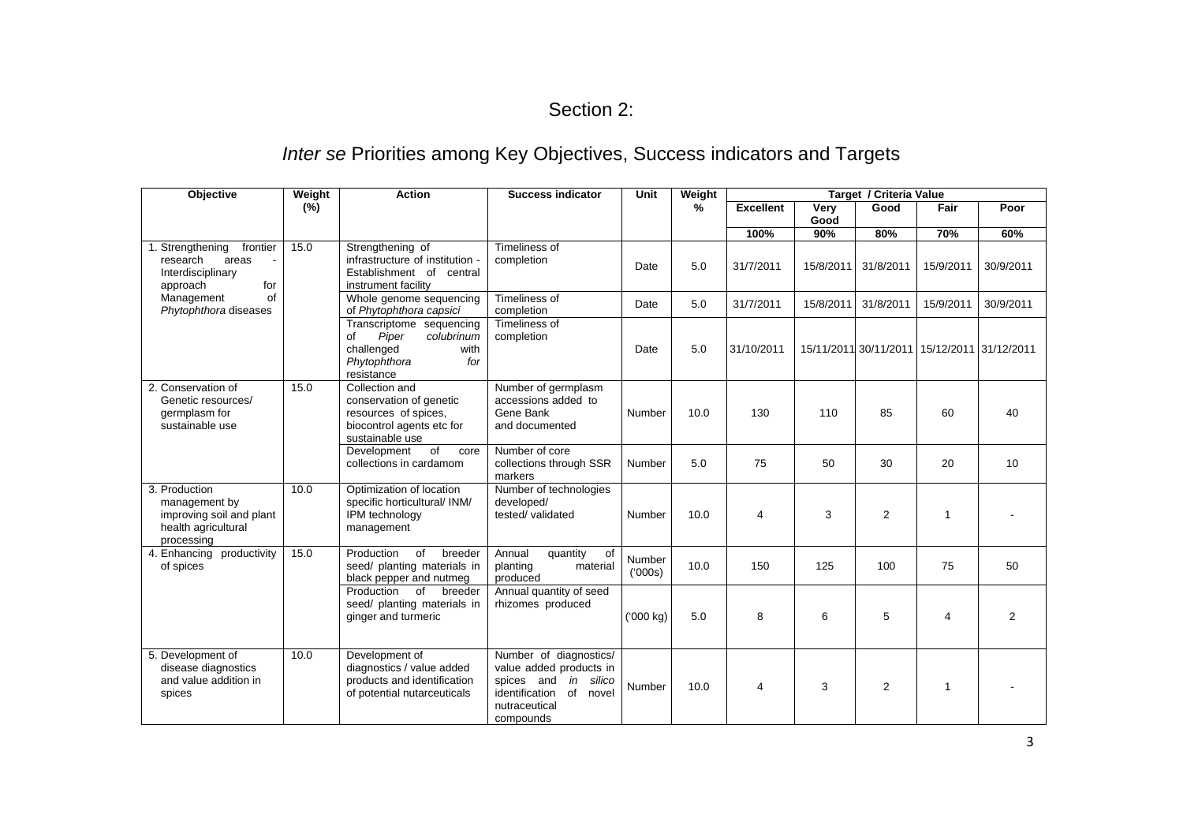## Section 2:

## *Inter se* Priorities among Key Objectives, Success indicators and Targets

| Objective | Weight (%) | Action | Success indicator | Unit | Weight % | Target / Criteria Value | | | | |
|---|---|---|---|---|---|---|---|---|---|---|
| | | | | | | Excellent | Very Good | Good | Fair | Poor |
| | | | | | | 100% | 90% | 80% | 70% | 60% |
| 1. Strengthening frontier research areas - Interdisciplinary approach for Management of *Phytophthora* diseases | 15.0 | Strengthening of infrastructure of institution - Establishment of central instrument facility | Timeliness of completion | Date | 5.0 | 31/7/2011 | 15/8/2011 | 31/8/2011 | 15/9/2011 | 30/9/2011 |
| | | Whole genome sequencing of *Phytophthora capsici* | Timeliness of completion | Date | 5.0 | 31/7/2011 | 15/8/2011 | 31/8/2011 | 15/9/2011 | 30/9/2011 |
| | | Transcriptome sequencing of *Piper colubrinum* challenged with *Phytophthora* for resistance | Timeliness of completion | Date | 5.0 | 31/10/2011 | 15/11/2011 | 30/11/2011 | 15/12/2011 | 31/12/2011 |
| 2. Conservation of Genetic resources/ germplasm for sustainable use | 15.0 | Collection and conservation of genetic resources of spices, biocontrol agents etc for sustainable use | Number of germplasm accessions added to Gene Bank and documented | Number | 10.0 | 130 | 110 | 85 | 60 | 40 |
| | | Development of core collections in cardamom | Number of core collections through SSR markers | Number | 5.0 | 75 | 50 | 30 | 20 | 10 |
| 3. Production management by improving soil and plant health agricultural processing | 10.0 | Optimization of location specific horticultural/ INM/ IPM technology management | Number of technologies developed/ tested/ validated | Number | 10.0 | 4 | 3 | 2 | 1 | - |
| 4. Enhancing productivity of spices | 15.0 | Production of breeder seed/ planting materials in black pepper and nutmeg | Annual quantity of planting material produced | Number ('000s) | 10.0 | 150 | 125 | 100 | 75 | 50 |
| | | Production of breeder seed/ planting materials in ginger and turmeric | Annual quantity of seed rhizomes produced | ('000 kg) | 5.0 | 8 | 6 | 5 | 4 | 2 |
| 5. Development of disease diagnostics and value addition in spices | 10.0 | Development of diagnostics / value added products and identification of potential nutaceuticals | Number of diagnostics/ value added products in spices and *in silico* identification of novel nutraceutical compounds | Number | 10.0 | 4 | 3 | 2 | 1 | - |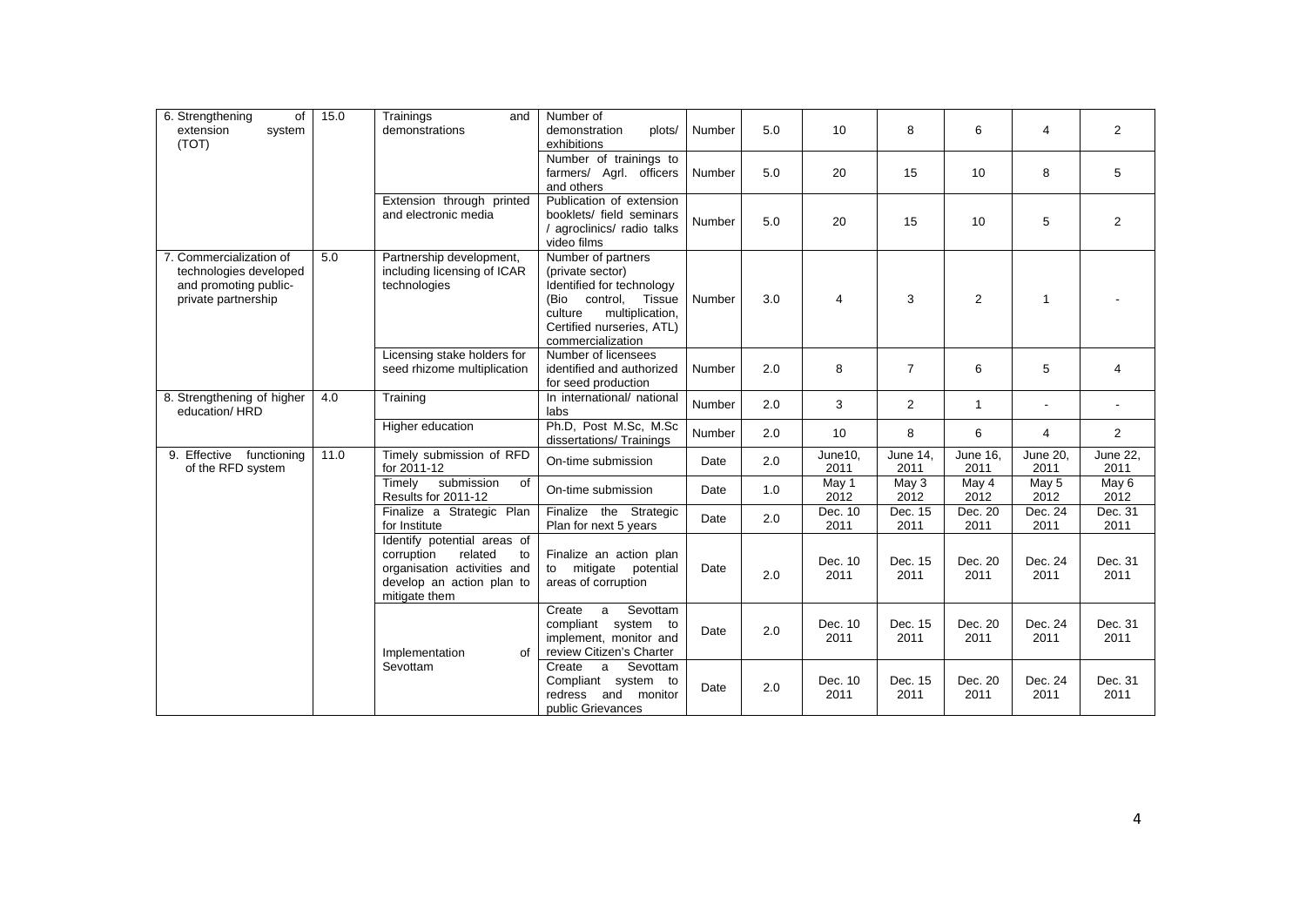| 6. Strengthening of extension system (TOT) | 15.0 | Trainings and demonstrations | Number of demonstration plots/ exhibitions | Number | 5.0 | 10 | 8 | 6 | 4 | 2 |
|---|---|---|---|---|---|---|---|---|---|---|
| | | | Number of trainings to farmers/ Agrl. officers and others | Number | 5.0 | 20 | 15 | 10 | 8 | 5 |
| | | Extension through printed and electronic media | Publication of extension booklets/ field seminars / agroclinics/ radio talks video films | Number | 5.0 | 20 | 15 | 10 | 5 | 2 |
| 7. Commercialization of technologies developed and promoting public-private partnership | 5.0 | Partnership development, including licensing of ICAR technologies | Number of partners (private sector) Identified for technology (Bio control, Tissue culture multiplication, Certified nurseries, ATL) commercialization | Number | 3.0 | 4 | 3 | 2 | 1 | - |
| | | Licensing stake holders for seed rhizome multiplication | Number of licensees identified and authorized for seed production | Number | 2.0 | 8 | 7 | 6 | 5 | 4 |
| 8. Strengthening of higher education/ HRD | 4.0 | Training | In international/ national labs | Number | 2.0 | 3 | 2 | 1 | - | - |
| | | Higher education | Ph.D, Post M.Sc, M.Sc dissertations/ Trainings | Number | 2.0 | 10 | 8 | 6 | 4 | 2 |
| 9. Effective functioning of the RFD system | 11.0 | Timely submission of RFD for 2011-12 | On-time submission | Date | 2.0 | June10, 2011 | June 14, 2011 | June 16, 2011 | June 20, 2011 | June 22, 2011 |
| | | Timely submission of Results for 2011-12 | On-time submission | Date | 1.0 | May 1 2012 | May 3 2012 | May 4 2012 | May 5 2012 | May 6 2012 |
| | | Finalize a Strategic Plan for Institute | Finalize the Strategic Plan for next 5 years | Date | 2.0 | Dec. 10 2011 | Dec. 15 2011 | Dec. 20 2011 | Dec. 24 2011 | Dec. 31 2011 |
| | | Identify potential areas of corruption related to organisation activities and develop an action plan to mitigate them | Finalize an action plan to mitigate potential areas of corruption | Date | 2.0 | Dec. 10 2011 | Dec. 15 2011 | Dec. 20 2011 | Dec. 24 2011 | Dec. 31 2011 |
| | | Implementation of Sevottam | Create a Sevottam compliant system to implement, monitor and review Citizen's Charter | Date | 2.0 | Dec. 10 2011 | Dec. 15 2011 | Dec. 20 2011 | Dec. 24 2011 | Dec. 31 2011 |
| | | | Create a Sevottam Compliant system to redress and monitor public Grievances | Date | 2.0 | Dec. 10 2011 | Dec. 15 2011 | Dec. 20 2011 | Dec. 24 2011 | Dec. 31 2011 |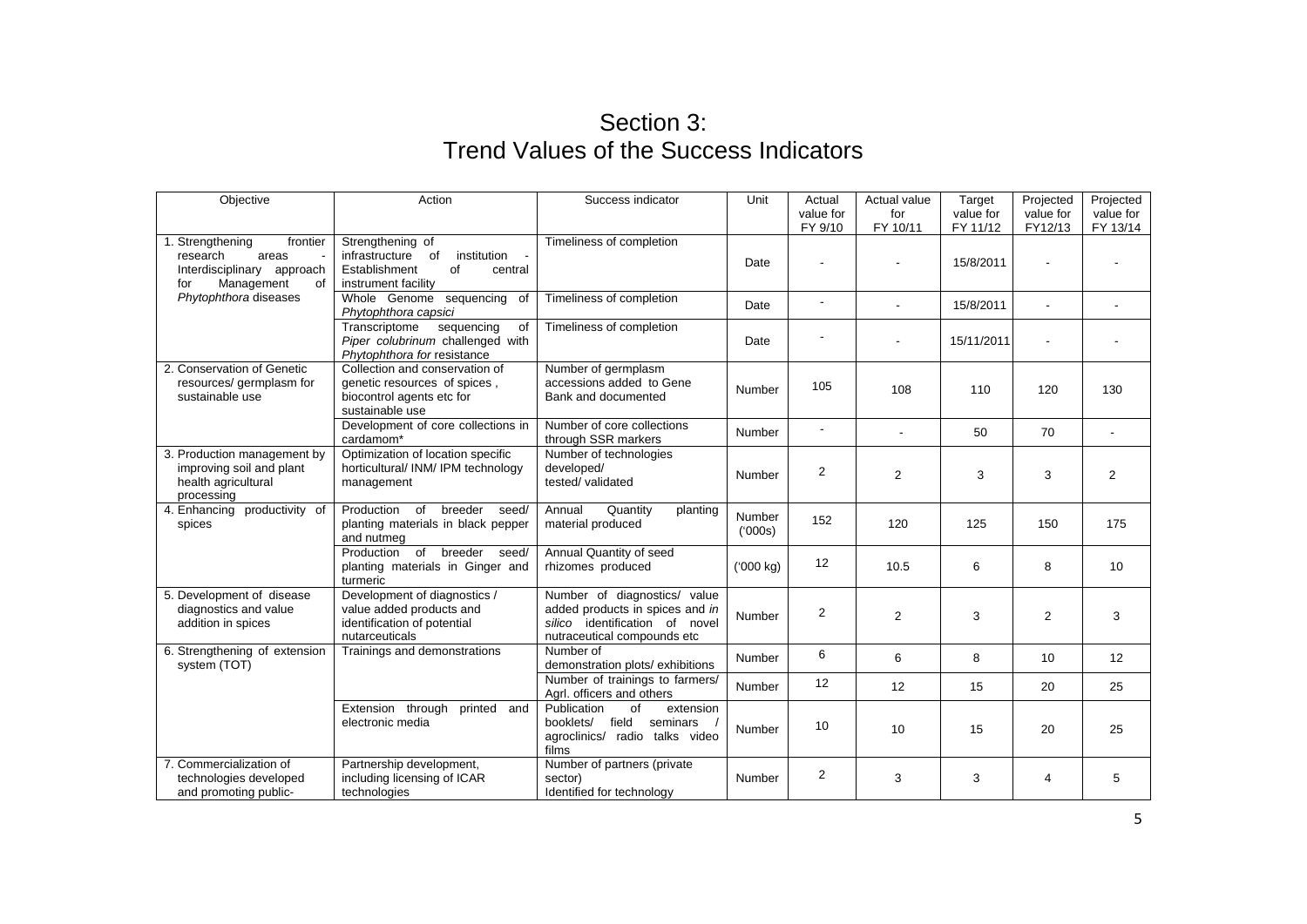## Section 3:
## Trend Values of the Success Indicators

| Objective | Action | Success indicator | Unit | Actual value for FY 9/10 | Actual value for FY 10/11 | Target value for FY 11/12 | Projected value for FY12/13 | Projected value for FY 13/14 |
|---|---|---|---|---|---|---|---|---|
| 1. Strengthening frontier research areas - Interdisciplinary approach for Management of *Phytophthora* diseases | Strengthening of infrastructure of institution - Establishment of central instrument facility | Timeliness of completion | Date | - | - | 15/8/2011 | - | - |
| | Whole Genome sequencing of *Phytophthora capsici* | Timeliness of completion | Date | - | - | 15/8/2011 | - | - |
| | Transcriptome sequencing of *Piper colubrinum* challenged with *Phytophthora for* resistance | Timeliness of completion | Date | - | - | 15/11/2011 | - | - |
| 2. Conservation of Genetic resources/ germplasm for sustainable use | Collection and conservation of genetic resources of spices , biocontrol agents etc for sustainable use | Number of germplasm accessions added to Gene Bank and documented | Number | 105 | 108 | 110 | 120 | 130 |
| | Development of core collections in cardamom* | Number of core collections through SSR markers | Number | - | - | 50 | 70 | - |
| 3. Production management by improving soil and plant health agricultural processing | Optimization of location specific horticultural/ INM/ IPM technology management | Number of technologies developed/ tested/ validated | Number | 2 | 2 | 3 | 3 | 2 |
| 4. Enhancing productivity of spices | Production of breeder seed/ planting materials in black pepper and nutmeg | Annual Quantity planting material produced | Number ('000s) | 152 | 120 | 125 | 150 | 175 |
| | Production of breeder seed/ planting materials in Ginger and turmeric | Annual Quantity of seed rhizomes produced | ('000 kg) | 12 | 10.5 | 6 | 8 | 10 |
| 5. Development of disease diagnostics and value addition in spices | Development of diagnostics / value added products and identification of potential nutarceuticals | Number of diagnostics/ value added products in spices and *in silico* identification of novel nutraceutical compounds etc | Number | 2 | 2 | 3 | 2 | 3 |
| 6. Strengthening of extension system (TOT) | Trainings and demonstrations | Number of demonstration plots/ exhibitions | Number | 6 | 6 | 8 | 10 | 12 |
| | | Number of trainings to farmers/ Agrl. officers and others | Number | 12 | 12 | 15 | 20 | 25 |
| | Extension through printed and electronic media | Publication of extension booklets/ field seminars / agroclinics/ radio talks video films | Number | 10 | 10 | 15 | 20 | 25 |
| 7. Commercialization of technologies developed and promoting public- | Partnership development, including licensing of ICAR technologies | Number of partners (private sector) Identified for technology | Number | 2 | 3 | 3 | 4 | 5 |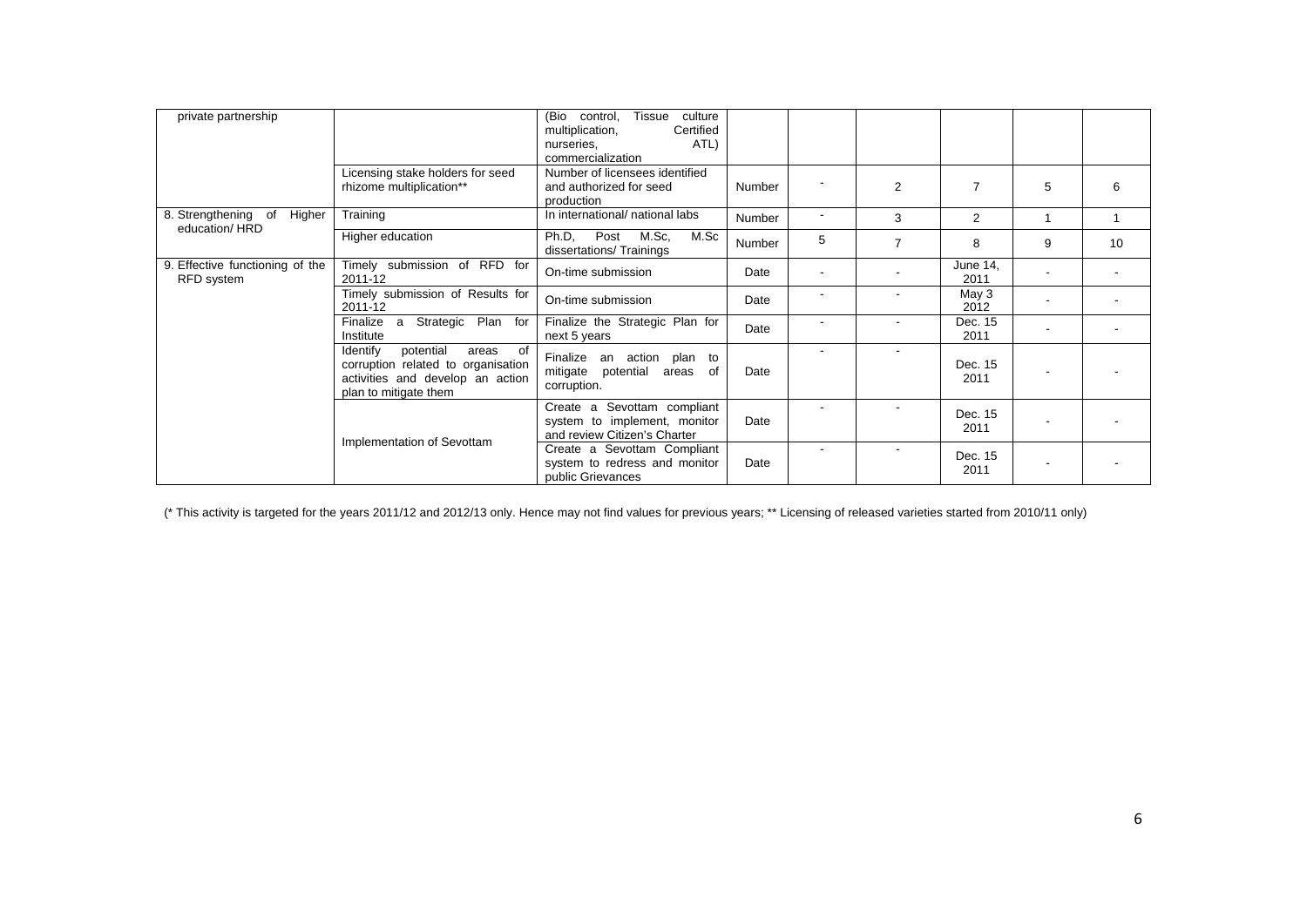| | | | | | | | | |
|---|---|---|---|---|---|---|---|---|
| private partnership | | (Bio control, Tissue culture multiplication, Certified nurseries, ATL) commercialization | | | | | | |
| | Licensing stake holders for seed rhizome multiplication** | Number of licensees identified and authorized for seed production | Number | - | 2 | 7 | 5 | 6 |
| 8. Strengthening of Higher education/ HRD | Training | In international/ national labs | Number | - | 3 | 2 | 1 | 1 |
| | Higher education | Ph.D, Post M.Sc, M.Sc dissertations/ Trainings | Number | 5 | 7 | 8 | 9 | 10 |
| 9. Effective functioning of the RFD system | Timely submission of RFD for 2011-12 | On-time submission | Date | - | - | June 14, 2011 | - | - |
| | Timely submission of Results for 2011-12 | On-time submission | Date | - | - | May 3 2012 | - | - |
| | Finalize a Strategic Plan for Institute | Finalize the Strategic Plan for next 5 years | Date | - | - | Dec. 15 2011 | - | - |
| | Identify potential areas of corruption related to organisation activities and develop an action plan to mitigate them | Finalize an action plan to mitigate potential areas of corruption. | Date | - | - | Dec. 15 2011 | - | - |
| | Implementation of Sevottam | Create a Sevottam compliant system to implement, monitor and review Citizen's Charter | Date | - | - | Dec. 15 2011 | - | - |
| | | Create a Sevottam Compliant system to redress and monitor public Grievances | Date | - | - | Dec. 15 2011 | - | - |

(* This activity is targeted for the years 2011/12 and 2012/13 only. Hence may not find values for previous years; ** Licensing of released varieties started from 2010/11 only)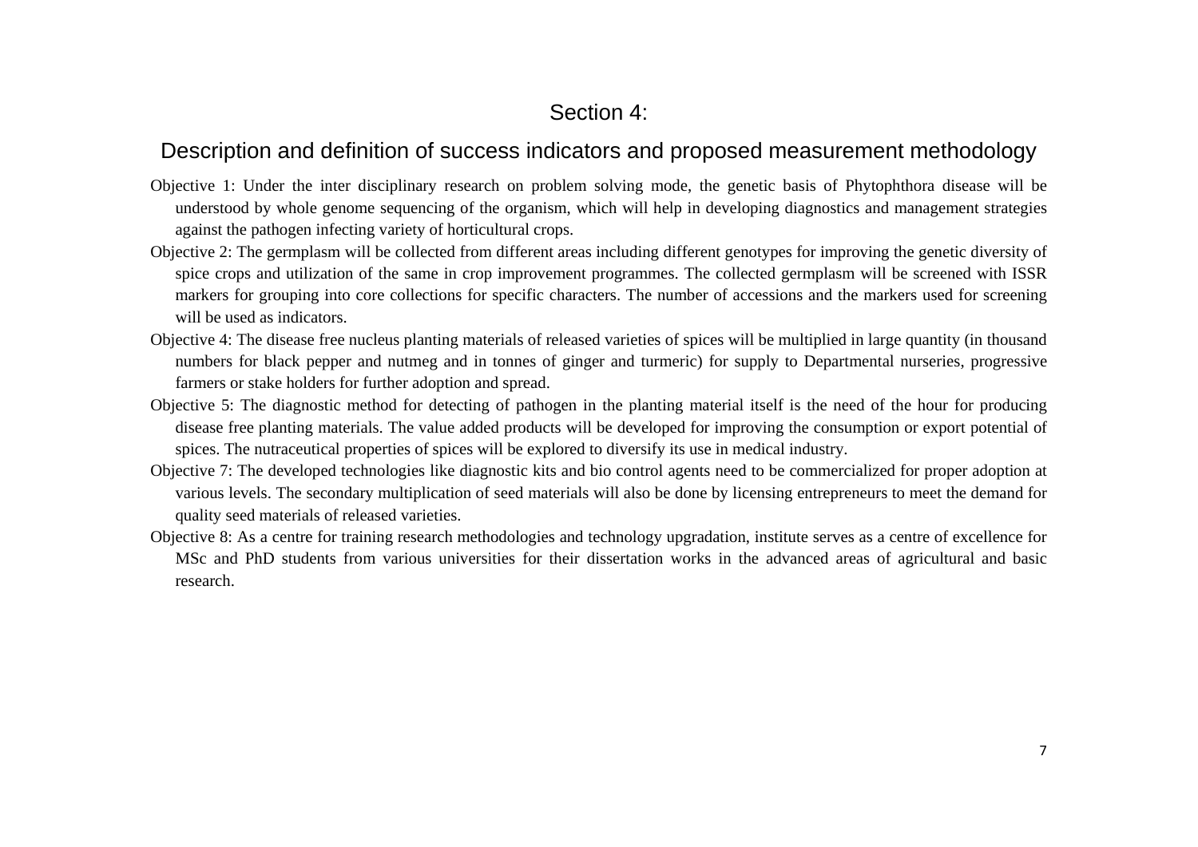## Section 4:

## Description and definition of success indicators and proposed measurement methodology

Objective 1: Under the inter disciplinary research on problem solving mode, the genetic basis of Phytophthora disease will be understood by whole genome sequencing of the organism, which will help in developing diagnostics and management strategies against the pathogen infecting variety of horticultural crops.

Objective 2: The germplasm will be collected from different areas including different genotypes for improving the genetic diversity of spice crops and utilization of the same in crop improvement programmes. The collected germplasm will be screened with ISSR markers for grouping into core collections for specific characters. The number of accessions and the markers used for screening will be used as indicators.

Objective 4: The disease free nucleus planting materials of released varieties of spices will be multiplied in large quantity (in thousand numbers for black pepper and nutmeg and in tonnes of ginger and turmeric) for supply to Departmental nurseries, progressive farmers or stake holders for further adoption and spread.

Objective 5: The diagnostic method for detecting of pathogen in the planting material itself is the need of the hour for producing disease free planting materials. The value added products will be developed for improving the consumption or export potential of spices. The nutraceutical properties of spices will be explored to diversify its use in medical industry.

Objective 7: The developed technologies like diagnostic kits and bio control agents need to be commercialized for proper adoption at various levels. The secondary multiplication of seed materials will also be done by licensing entrepreneurs to meet the demand for quality seed materials of released varieties.

Objective 8: As a centre for training research methodologies and technology upgradation, institute serves as a centre of excellence for MSc and PhD students from various universities for their dissertation works in the advanced areas of agricultural and basic research.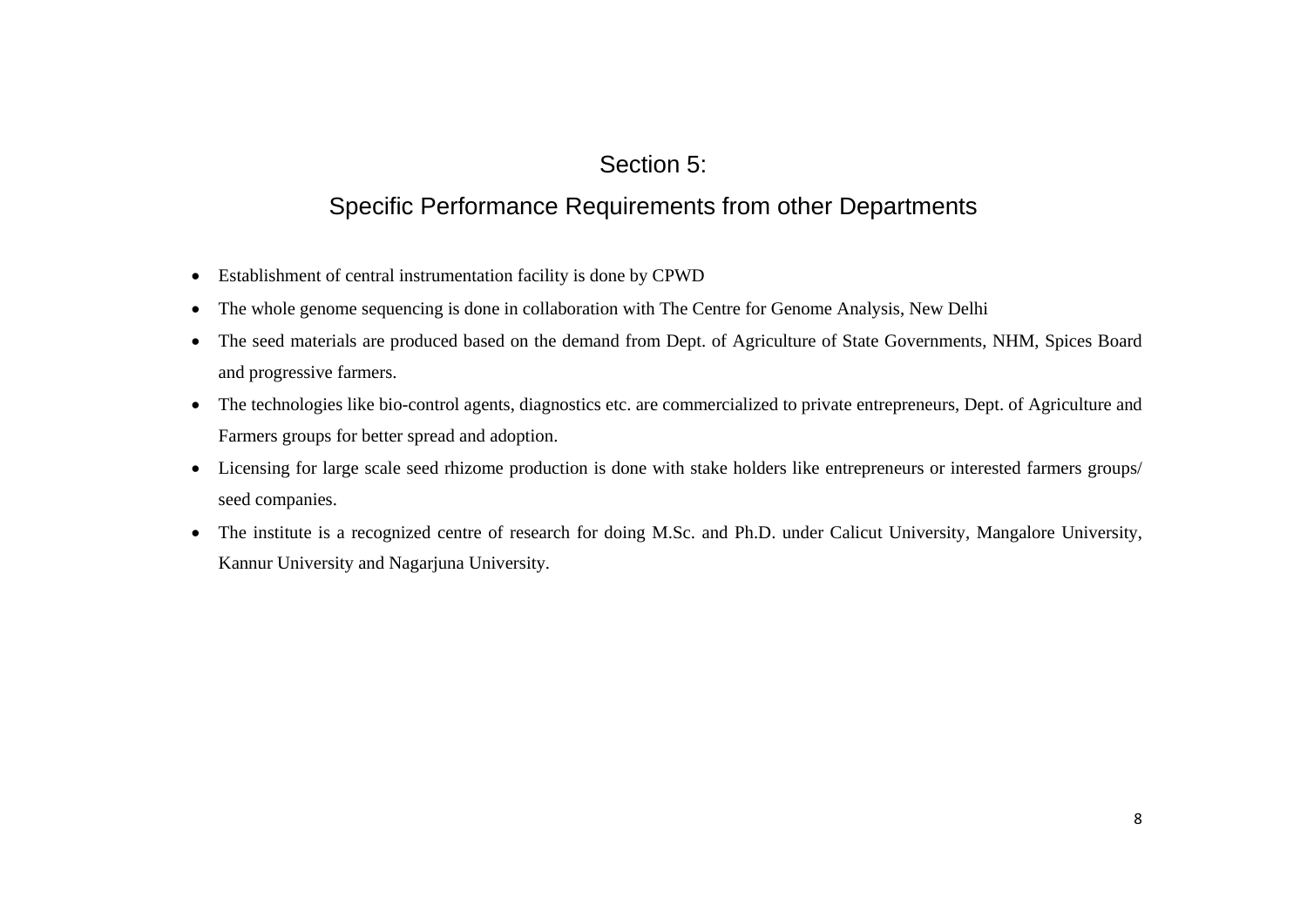# Section 5:

## Specific Performance Requirements from other Departments

- Establishment of central instrumentation facility is done by CPWD
- The whole genome sequencing is done in collaboration with The Centre for Genome Analysis, New Delhi
- The seed materials are produced based on the demand from Dept. of Agriculture of State Governments, NHM, Spices Board and progressive farmers.
- The technologies like bio-control agents, diagnostics etc. are commercialized to private entrepreneurs, Dept. of Agriculture and Farmers groups for better spread and adoption.
- Licensing for large scale seed rhizome production is done with stake holders like entrepreneurs or interested farmers groups/ seed companies.
- The institute is a recognized centre of research for doing M.Sc. and Ph.D. under Calicut University, Mangalore University, Kannur University and Nagarjuna University.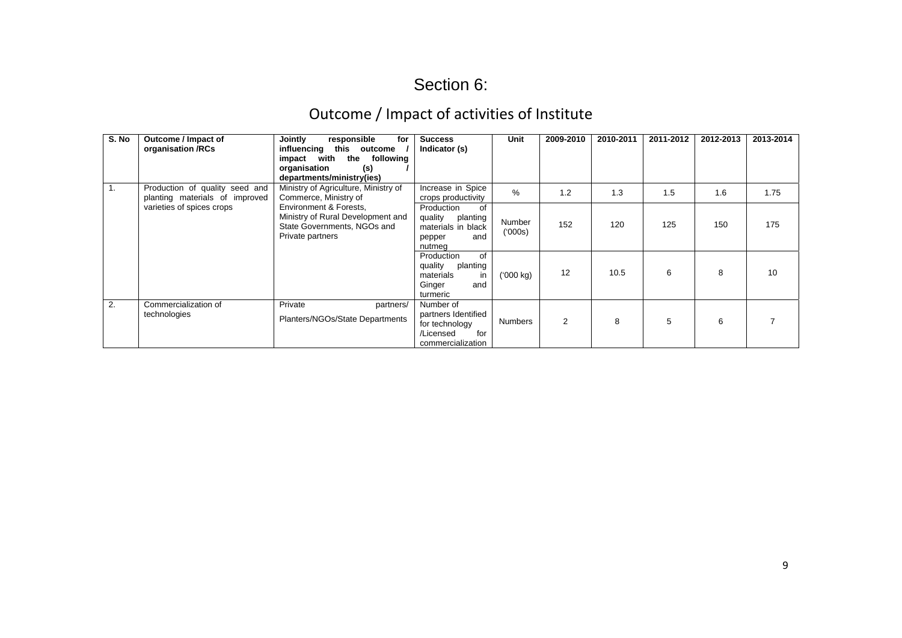# Section 6:

## Outcome / Impact of activities of Institute

| S. No | Outcome / Impact of organisation /RCs | Jointly responsible for influencing this outcome / impact with the following organisation (s) / departments/ministry(ies) | Success Indicator (s) | Unit | 2009-2010 | 2010-2011 | 2011-2012 | 2012-2013 | 2013-2014 |
|---|---|---|---|---|---|---|---|---|---|
| 1. | Production of quality seed and planting materials of improved varieties of spices crops | Ministry of Agriculture, Ministry of Commerce, Ministry of Environment & Forests, Ministry of Rural Development and State Governments, NGOs and Private partners | Increase in Spice crops productivity | % | 1.2 | 1.3 | 1.5 | 1.6 | 1.75 |
| | | | Production of quality planting materials in black pepper and nutmeg | Number ('000s) | 152 | 120 | 125 | 150 | 175 |
| | | | Production of quality planting materials in Ginger and turmeric | ('000 kg) | 12 | 10.5 | 6 | 8 | 10 |
| 2. | Commercialization of technologies | Private partners/ Planters/NGOs/State Departments | Number of partners Identified for technology /Licensed for commercialization | Numbers | 2 | 8 | 5 | 6 | 7 |